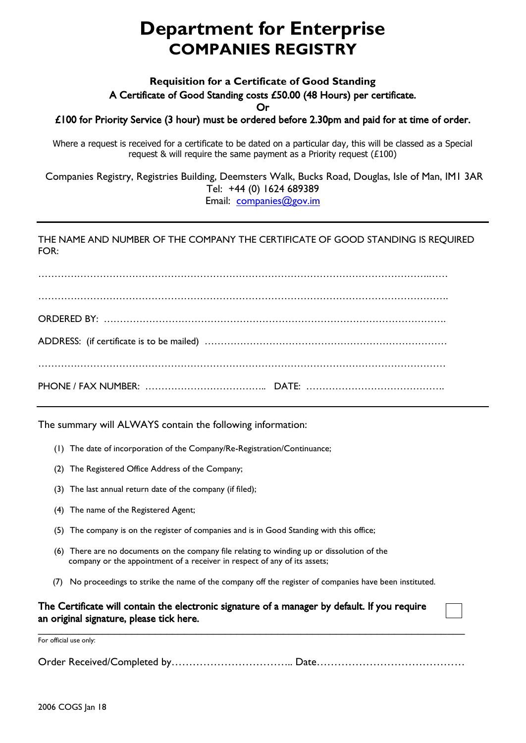# Department for Enterprise
## COMPANIES REGISTRY

**Requisition for a Certificate of Good Standing**

A Certificate of Good Standing costs £50.00 (48 Hours) per certificate.

Or

**£100 for Priority Service (3 hour) must be ordered before 2.30pm and paid for at time of order.**

Where a request is received for a certificate to be dated on a particular day, this will be classed as a Special request & will require the same payment as a Priority request (£100)

Companies Registry, Registries Building, Deemsters Walk, Bucks Road, Douglas, Isle of Man, IM1 3AR
Tel: +44 (0) 1624 689389
Email: companies@gov.im

---

THE NAME AND NUMBER OF THE COMPANY THE CERTIFICATE OF GOOD STANDING IS REQUIRED FOR:

…………………………………………………………………………………………………………………

…………………………………………………………………………………………………………………

ORDERED BY: ……………………………………………………………………………………………

ADDRESS: (if certificate is to be mailed) ……………………………………………………………

…………………………………………………………………………………………………………………

PHONE / FAX NUMBER: ……………………………….. DATE: …………………………………….

---

The summary will ALWAYS contain the following information:

(1) The date of incorporation of the Company/Re-Registration/Continuance;

(2) The Registered Office Address of the Company;

(3) The last annual return date of the company (if filed);

(4) The name of the Registered Agent;

(5) The company is on the register of companies and is in Good Standing with this office;

(6) There are no documents on the company file relating to winding up or dissolution of the company or the appointment of a receiver in respect of any of its assets;

(7) No proceedings to strike the name of the company off the register of companies have been instituted.

**The Certificate will contain the electronic signature of a manager by default. If you require an original signature, please tick here.** ☐

---

For official use only:

Order Received/Completed by…………………………….. Date……………………………………

2006 COGS Jan 18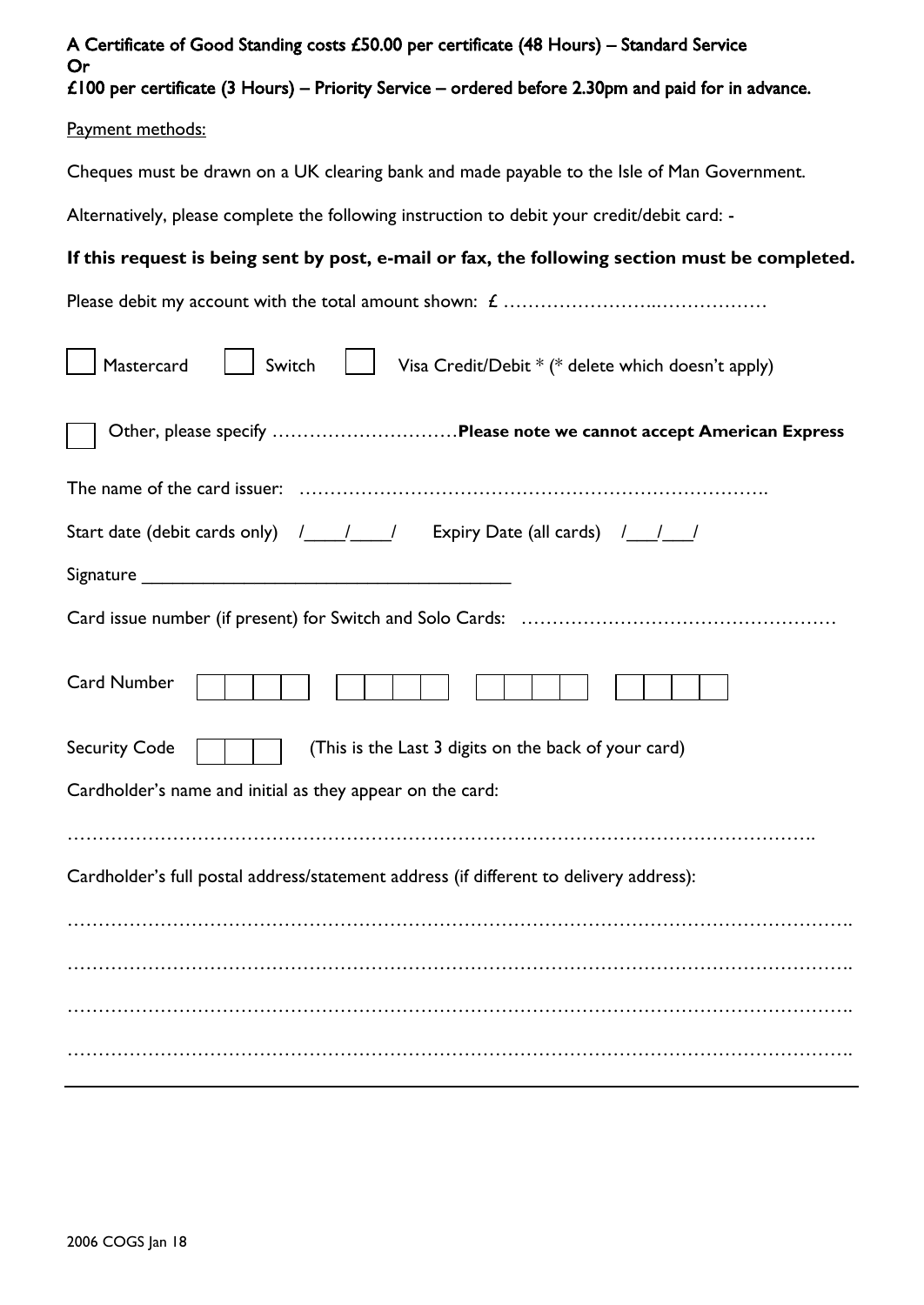**A Certificate of Good Standing costs £50.00 per certificate (48 Hours) – Standard Service**
**Or**
**£100 per certificate (3 Hours) – Priority Service – ordered before 2.30pm and paid for in advance.**

Payment methods:

Cheques must be drawn on a UK clearing bank and made payable to the Isle of Man Government.

Alternatively, please complete the following instruction to debit your credit/debit card: -

**If this request is being sent by post, e-mail or fax, the following section must be completed.**

Please debit my account with the total amount shown: £ ……………………..………………

☐ Mastercard ☐ Switch ☐ Visa Credit/Debit * (* delete which doesn't apply)

☐ Other, please specify …………………………**Please note we cannot accept American Express**

The name of the card issuer: ……………………………………………………………….

Start date (debit cards only) /____/____/ Expiry Date (all cards) /___/___/

Signature ____________________________________

Card issue number (if present) for Switch and Solo Cards: ……………………………………………

Card Number ☐☐☐☐ ☐☐☐☐ ☐☐☐☐ ☐☐☐☐

Security Code ☐☐☐ (This is the Last 3 digits on the back of your card)

Cardholder's name and initial as they appear on the card:

……………………………………………………………………………………………………….

Cardholder's full postal address/statement address (if different to delivery address):

……………………………………………………………………………………………………….

……………………………………………………………………………………………………….

……………………………………………………………………………………………………….

……………………………………………………………………………………………………….

2006 COGS Jan 18